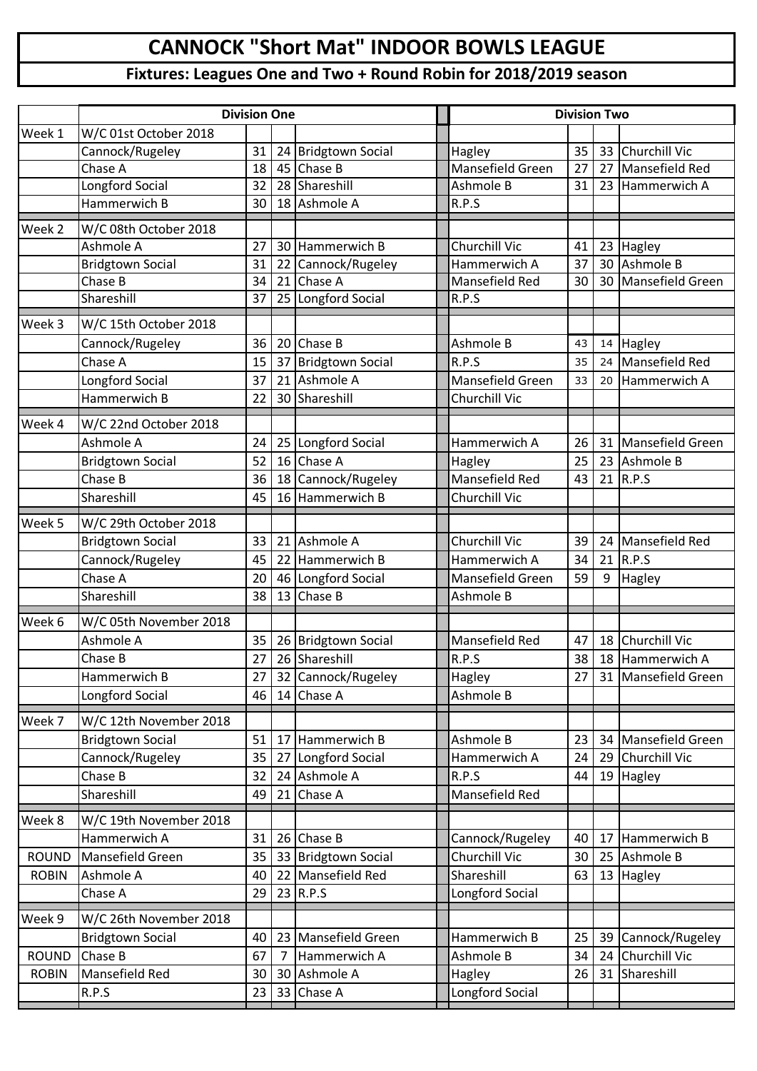# CANNOCK "Short Mat" INDOOR BOWLS LEAGUE

## Fixtures: Leagues One and Two + Round Robin for 2018/2019 season

| | Division One | | | | Division Two | | | |
|---|---|---|---|---|---|---|---|---|
| Week 1 | W/C 01st October 2018 | | | | | | | |
| | Cannock/Rugeley | 31 | 24 | Bridgtown Social | Hagley | 35 | 33 | Churchill Vic |
| | Chase A | 18 | 45 | Chase B | Mansefield Green | 27 | 27 | Mansefield Red |
| | Longford Social | 32 | 28 | Shareshill | Ashmole B | 31 | 23 | Hammerwich A |
| | Hammerwich B | 30 | 18 | Ashmole A | R.P.S | | | |
| Week 2 | W/C 08th October 2018 | | | | | | | |
| | Ashmole A | 27 | 30 | Hammerwich B | Churchill Vic | 41 | 23 | Hagley |
| | Bridgtown Social | 31 | 22 | Cannock/Rugeley | Hammerwich A | 37 | 30 | Ashmole B |
| | Chase B | 34 | 21 | Chase A | Mansefield Red | 30 | 30 | Mansefield Green |
| | Shareshill | 37 | 25 | Longford Social | R.P.S | | | |
| Week 3 | W/C 15th October 2018 | | | | | | | |
| | Cannock/Rugeley | 36 | 20 | Chase B | Ashmole B | 43 | 14 | Hagley |
| | Chase A | 15 | 37 | Bridgtown Social | R.P.S | 35 | 24 | Mansefield Red |
| | Longford Social | 37 | 21 | Ashmole A | Mansefield Green | 33 | 20 | Hammerwich A |
| | Hammerwich B | 22 | 30 | Shareshill | Churchill Vic | | | |
| Week 4 | W/C 22nd October 2018 | | | | | | | |
| | Ashmole A | 24 | 25 | Longford Social | Hammerwich A | 26 | 31 | Mansefield Green |
| | Bridgtown Social | 52 | 16 | Chase A | Hagley | 25 | 23 | Ashmole B |
| | Chase B | 36 | 18 | Cannock/Rugeley | Mansefield Red | 43 | 21 | R.P.S |
| | Shareshill | 45 | 16 | Hammerwich B | Churchill Vic | | | |
| Week 5 | W/C 29th October 2018 | | | | | | | |
| | Bridgtown Social | 33 | 21 | Ashmole A | Churchill Vic | 39 | 24 | Mansefield Red |
| | Cannock/Rugeley | 45 | 22 | Hammerwich B | Hammerwich A | 34 | 21 | R.P.S |
| | Chase A | 20 | 46 | Longford Social | Mansefield Green | 59 | 9 | Hagley |
| | Shareshill | 38 | 13 | Chase B | Ashmole B | | | |
| Week 6 | W/C 05th November 2018 | | | | | | | |
| | Ashmole A | 35 | 26 | Bridgtown Social | Mansefield Red | 47 | 18 | Churchill Vic |
| | Chase B | 27 | 26 | Shareshill | R.P.S | 38 | 18 | Hammerwich A |
| | Hammerwich B | 27 | 32 | Cannock/Rugeley | Hagley | 27 | 31 | Mansefield Green |
| | Longford Social | 46 | 14 | Chase A | Ashmole B | | | |
| Week 7 | W/C 12th November 2018 | | | | | | | |
| | Bridgtown Social | 51 | 17 | Hammerwich B | Ashmole B | 23 | 34 | Mansefield Green |
| | Cannock/Rugeley | 35 | 27 | Longford Social | Hammerwich A | 24 | 29 | Churchill Vic |
| | Chase B | 32 | 24 | Ashmole A | R.P.S | 44 | 19 | Hagley |
| | Shareshill | 49 | 21 | Chase A | Mansefield Red | | | |
| Week 8 | W/C 19th November 2018 | | | | | | | |
| | Hammerwich A | 31 | 26 | Chase B | Cannock/Rugeley | 40 | 17 | Hammerwich B |
| ROUND | Mansefield Green | 35 | 33 | Bridgtown Social | Churchill Vic | 30 | 25 | Ashmole B |
| ROBIN | Ashmole A | 40 | 22 | Mansefield Red | Shareshill | 63 | 13 | Hagley |
| | Chase A | 29 | 23 | R.P.S | Longford Social | | | |
| Week 9 | W/C 26th November 2018 | | | | | | | |
| | Bridgtown Social | 40 | 23 | Mansefield Green | Hammerwich B | 25 | 39 | Cannock/Rugeley |
| ROUND | Chase B | 67 | 7 | Hammerwich A | Ashmole B | 34 | 24 | Churchill Vic |
| ROBIN | Mansefield Red | 30 | 30 | Ashmole A | Hagley | 26 | 31 | Shareshill |
| | R.P.S | 23 | 33 | Chase A | Longford Social | | | |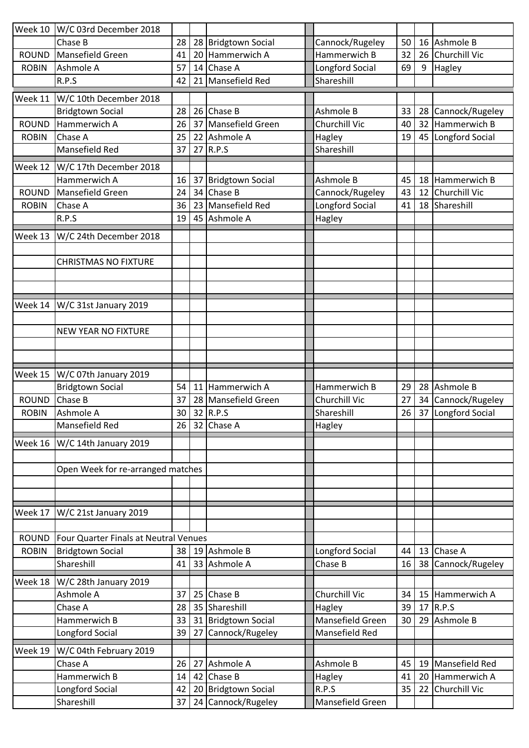| | | | | | | | | |
|---|---|---|---|---|---|---|---|---|
| Week 10 | W/C 03rd December 2018 | | | | | | | |
| | Chase B | 28 | 28 | Bridgtown Social | Cannock/Rugeley | 50 | 16 | Ashmole B |
| ROUND | Mansefield Green | 41 | 20 | Hammerwich A | Hammerwich B | 32 | 26 | Churchill Vic |
| ROBIN | Ashmole A | 57 | 14 | Chase A | Longford Social | 69 | 9 | Hagley |
| | R.P.S | 42 | 21 | Mansefield Red | Shareshill | | | |
| Week 11 | W/C 10th December 2018 | | | | | | | |
| | Bridgtown Social | 28 | 26 | Chase B | Ashmole B | 33 | 28 | Cannock/Rugeley |
| ROUND | Hammerwich A | 26 | 37 | Mansefield Green | Churchill Vic | 40 | 32 | Hammerwich B |
| ROBIN | Chase A | 25 | 22 | Ashmole A | Hagley | 19 | 45 | Longford Social |
| | Mansefield Red | 37 | 27 | R.P.S | Shareshill | | | |
| Week 12 | W/C 17th December 2018 | | | | | | | |
| | Hammerwich A | 16 | 37 | Bridgtown Social | Ashmole B | 45 | 18 | Hammerwich B |
| ROUND | Mansefield Green | 24 | 34 | Chase B | Cannock/Rugeley | 43 | 12 | Churchill Vic |
| ROBIN | Chase A | 36 | 23 | Mansefield Red | Longford Social | 41 | 18 | Shareshill |
| | R.P.S | 19 | 45 | Ashmole A | Hagley | | | |
| Week 13 | W/C 24th December 2018 | | | | | | | |
| | CHRISTMAS NO FIXTURE | | | | | | | |
| Week 14 | W/C 31st January 2019 | | | | | | | |
| | NEW YEAR NO FIXTURE | | | | | | | |
| Week 15 | W/C 07th January 2019 | | | | | | | |
| | Bridgtown Social | 54 | 11 | Hammerwich A | Hammerwich B | 29 | 28 | Ashmole B |
| ROUND | Chase B | 37 | 28 | Mansefield Green | Churchill Vic | 27 | 34 | Cannock/Rugeley |
| ROBIN | Ashmole A | 30 | 32 | R.P.S | Shareshill | 26 | 37 | Longford Social |
| | Mansefield Red | 26 | 32 | Chase A | Hagley | | | |
| Week 16 | W/C 14th January 2019 | | | | | | | |
| | Open Week for re-arranged matches | | | | | | | |
| Week 17 | W/C 21st January 2019 | | | | | | | |
| ROUND | Four Quarter Finals at Neutral Venues | | | | | | | |
| ROBIN | Bridgtown Social | 38 | 19 | Ashmole B | Longford Social | 44 | 13 | Chase A |
| | Shareshill | 41 | 33 | Ashmole A | Chase B | 16 | 38 | Cannock/Rugeley |
| Week 18 | W/C 28th January 2019 | | | | | | | |
| | Ashmole A | 37 | 25 | Chase B | Churchill Vic | 34 | 15 | Hammerwich A |
| | Chase A | 28 | 35 | Shareshill | Hagley | 39 | 17 | R.P.S |
| | Hammerwich B | 33 | 31 | Bridgtown Social | Mansefield Green | 30 | 29 | Ashmole B |
| | Longford Social | 39 | 27 | Cannock/Rugeley | Mansefield Red | | | |
| Week 19 | W/C 04th February 2019 | | | | | | | |
| | Chase A | 26 | 27 | Ashmole A | Ashmole B | 45 | 19 | Mansefield Red |
| | Hammerwich B | 14 | 42 | Chase B | Hagley | 41 | 20 | Hammerwich A |
| | Longford Social | 42 | 20 | Bridgtown Social | R.P.S | 35 | 22 | Churchill Vic |
| | Shareshill | 37 | 24 | Cannock/Rugeley | Mansefield Green | | | |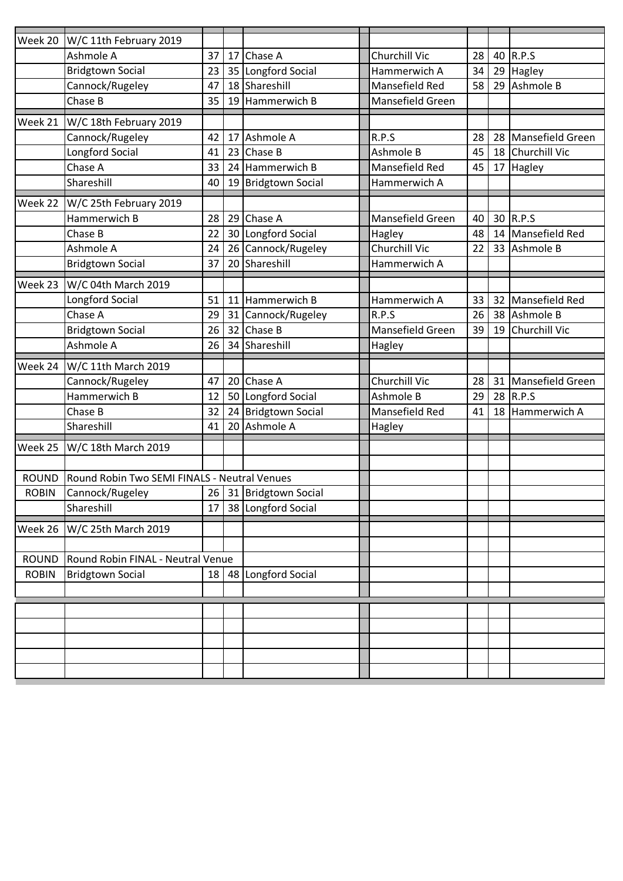| | | | | | | | | | |
|---|---|---|---|---|---|---|---|---|---|
| Week 20 | W/C 11th February 2019 | | | | | | | | |
| | Ashmole A | 37 | 17 | Chase A | | Churchill Vic | 28 | 40 | R.P.S |
| | Bridgtown Social | 23 | 35 | Longford Social | | Hammerwich A | 34 | 29 | Hagley |
| | Cannock/Rugeley | 47 | 18 | Shareshill | | Mansefield Red | 58 | 29 | Ashmole B |
| | Chase B | 35 | 19 | Hammerwich B | | Mansefield Green | | | |
| Week 21 | W/C 18th February 2019 | | | | | | | | |
| | Cannock/Rugeley | 42 | 17 | Ashmole A | | R.P.S | 28 | 28 | Mansefield Green |
| | Longford Social | 41 | 23 | Chase B | | Ashmole B | 45 | 18 | Churchill Vic |
| | Chase A | 33 | 24 | Hammerwich B | | Mansefield Red | 45 | 17 | Hagley |
| | Shareshill | 40 | 19 | Bridgtown Social | | Hammerwich A | | | |
| Week 22 | W/C 25th February 2019 | | | | | | | | |
| | Hammerwich B | 28 | 29 | Chase A | | Mansefield Green | 40 | 30 | R.P.S |
| | Chase B | 22 | 30 | Longford Social | | Hagley | 48 | 14 | Mansefield Red |
| | Ashmole A | 24 | 26 | Cannock/Rugeley | | Churchill Vic | 22 | 33 | Ashmole B |
| | Bridgtown Social | 37 | 20 | Shareshill | | Hammerwich A | | | |
| Week 23 | W/C 04th March 2019 | | | | | | | | |
| | Longford Social | 51 | 11 | Hammerwich B | | Hammerwich A | 33 | 32 | Mansefield Red |
| | Chase A | 29 | 31 | Cannock/Rugeley | | R.P.S | 26 | 38 | Ashmole B |
| | Bridgtown Social | 26 | 32 | Chase B | | Mansefield Green | 39 | 19 | Churchill Vic |
| | Ashmole A | 26 | 34 | Shareshill | | Hagley | | | |
| Week 24 | W/C 11th March 2019 | | | | | | | | |
| | Cannock/Rugeley | 47 | 20 | Chase A | | Churchill Vic | 28 | 31 | Mansefield Green |
| | Hammerwich B | 12 | 50 | Longford Social | | Ashmole B | 29 | 28 | R.P.S |
| | Chase B | 32 | 24 | Bridgtown Social | | Mansefield Red | 41 | 18 | Hammerwich A |
| | Shareshill | 41 | 20 | Ashmole A | | Hagley | | | |
| Week 25 | W/C 18th March 2019 | | | | | | | | |
| ROUND | Round Robin Two SEMI FINALS - Neutral Venues | | | | | | | | |
| ROBIN | Cannock/Rugeley | 26 | 31 | Bridgtown Social | | | | | |
| | Shareshill | 17 | 38 | Longford Social | | | | | |
| Week 26 | W/C 25th March 2019 | | | | | | | | |
| ROUND | Round Robin FINAL - Neutral Venue | | | | | | | | |
| ROBIN | Bridgtown Social | 18 | 48 | Longford Social | | | | | |